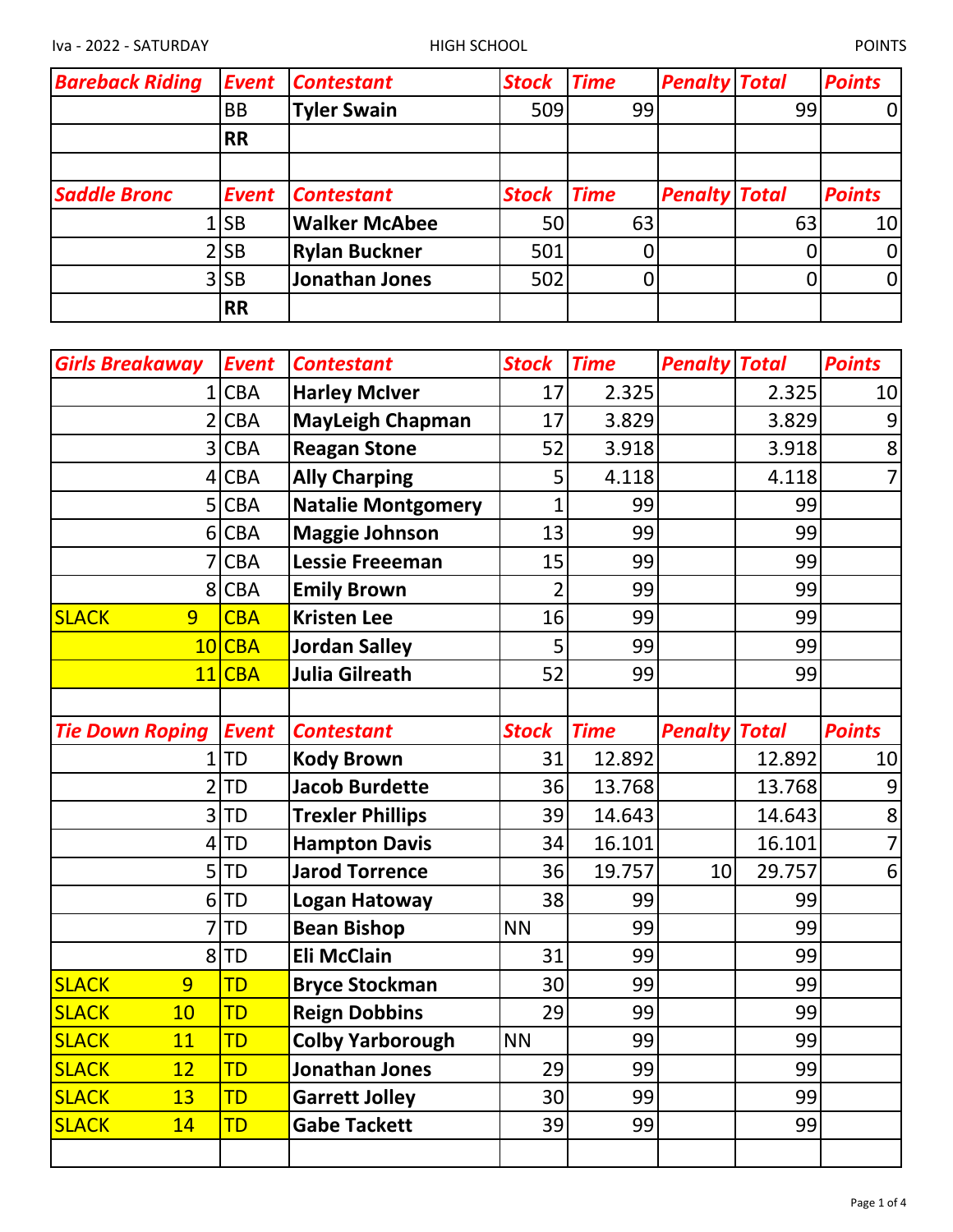Iva - 2022 - SATURDAY HIGH SCHOOL POINTS

| Bareback Riding | Event | Contestant | Stock | Time | Penalty | Total | Points |
|---|---|---|---|---|---|---|---|
| | BB | Tyler Swain | 509 | 99 | | 99 | 0 |
| | RR | | | | | | |

| Saddle Bronc | Event | Contestant | Stock | Time | Penalty | Total | Points |
|---|---|---|---|---|---|---|---|
| 1 | SB | Walker McAbee | 50 | 63 | | 63 | 10 |
| 2 | SB | Rylan Buckner | 501 | 0 | | 0 | 0 |
| 3 | SB | Jonathan Jones | 502 | 0 | | 0 | 0 |
| | RR | | | | | | |

| Girls Breakaway | Event | Contestant | Stock | Time | Penalty | Total | Points |
|---|---|---|---|---|---|---|---|
| 1 | CBA | Harley McIver | 17 | 2.325 | | 2.325 | 10 |
| 2 | CBA | MayLeigh Chapman | 17 | 3.829 | | 3.829 | 9 |
| 3 | CBA | Reagan Stone | 52 | 3.918 | | 3.918 | 8 |
| 4 | CBA | Ally Charping | 5 | 4.118 | | 4.118 | 7 |
| 5 | CBA | Natalie Montgomery | 1 | 99 | | 99 | |
| 6 | CBA | Maggie Johnson | 13 | 99 | | 99 | |
| 7 | CBA | Lessie Freeeman | 15 | 99 | | 99 | |
| 8 | CBA | Emily Brown | 2 | 99 | | 99 | |
| SLACK 9 | CBA | Kristen Lee | 16 | 99 | | 99 | |
| 10 | CBA | Jordan Salley | 5 | 99 | | 99 | |
| 11 | CBA | Julia Gilreath | 52 | 99 | | 99 | |

| Tie Down Roping | Event | Contestant | Stock | Time | Penalty | Total | Points |
|---|---|---|---|---|---|---|---|
| 1 | TD | Kody Brown | 31 | 12.892 | | 12.892 | 10 |
| 2 | TD | Jacob Burdette | 36 | 13.768 | | 13.768 | 9 |
| 3 | TD | Trexler Phillips | 39 | 14.643 | | 14.643 | 8 |
| 4 | TD | Hampton Davis | 34 | 16.101 | | 16.101 | 7 |
| 5 | TD | Jarod Torrence | 36 | 19.757 | 10 | 29.757 | 6 |
| 6 | TD | Logan Hatoway | 38 | 99 | | 99 | |
| 7 | TD | Bean Bishop | NN | 99 | | 99 | |
| 8 | TD | Eli McClain | 31 | 99 | | 99 | |
| SLACK 9 | TD | Bryce Stockman | 30 | 99 | | 99 | |
| SLACK 10 | TD | Reign Dobbins | 29 | 99 | | 99 | |
| SLACK 11 | TD | Colby Yarborough | NN | 99 | | 99 | |
| SLACK 12 | TD | Jonathan Jones | 29 | 99 | | 99 | |
| SLACK 13 | TD | Garrett Jolley | 30 | 99 | | 99 | |
| SLACK 14 | TD | Gabe Tackett | 39 | 99 | | 99 | |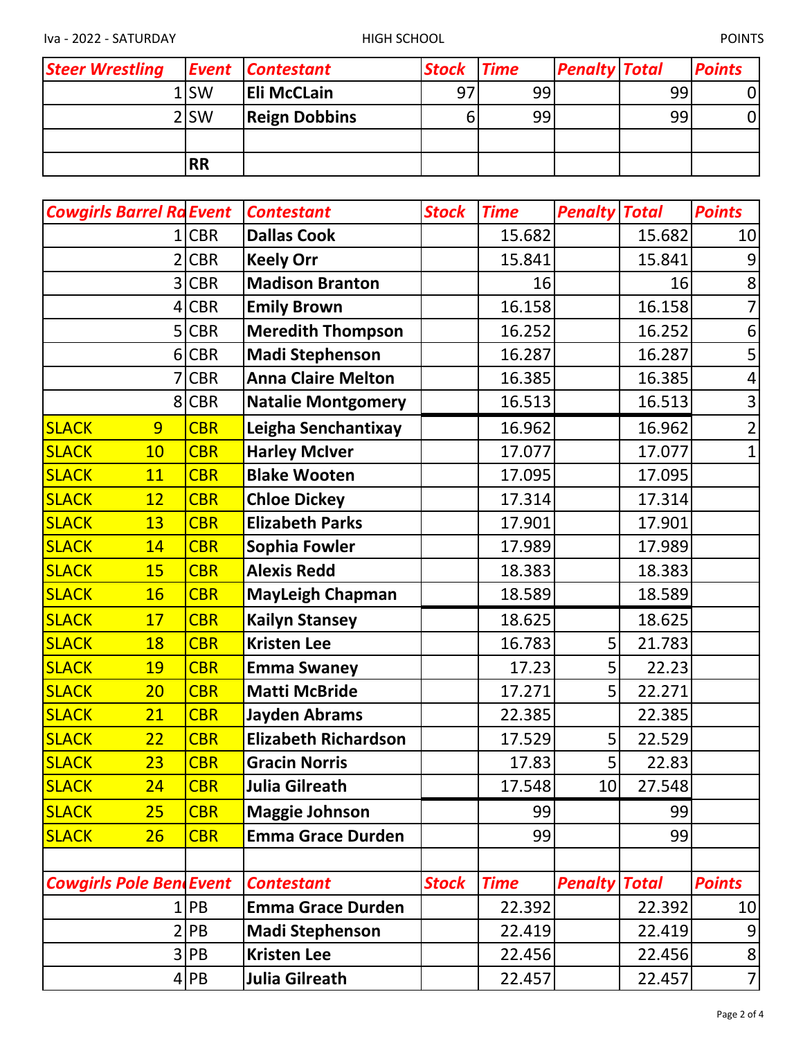Iva - 2022 - SATURDAY HIGH SCHOOL POINTS

| Steer Wrestling | Event | Contestant | Stock | Time | Penalty | Total | Points |
|---|---|---|---|---|---|---|---|
| 1 | SW | Eli McClain | 97 | 99 | | 99 | 0 |
| 2 | SW | Reign Dobbins | 6 | 99 | | 99 | 0 |
| | | | | | | | |
| | RR | | | | | | |

| Cowgirls Barrel Ra | Event | Contestant | Stock | Time | Penalty | Total | Points |
|---|---|---|---|---|---|---|---|
| 1 | CBR | Dallas Cook | | 15.682 | | 15.682 | 10 |
| 2 | CBR | Keely Orr | | 15.841 | | 15.841 | 9 |
| 3 | CBR | Madison Branton | | 16 | | 16 | 8 |
| 4 | CBR | Emily Brown | | 16.158 | | 16.158 | 7 |
| 5 | CBR | Meredith Thompson | | 16.252 | | 16.252 | 6 |
| 6 | CBR | Madi Stephenson | | 16.287 | | 16.287 | 5 |
| 7 | CBR | Anna Claire Melton | | 16.385 | | 16.385 | 4 |
| 8 | CBR | Natalie Montgomery | | 16.513 | | 16.513 | 3 |
| SLACK 9 | CBR | Leigha Senchantixay | | 16.962 | | 16.962 | 2 |
| SLACK 10 | CBR | Harley McIver | | 17.077 | | 17.077 | 1 |
| SLACK 11 | CBR | Blake Wooten | | 17.095 | | 17.095 | |
| SLACK 12 | CBR | Chloe Dickey | | 17.314 | | 17.314 | |
| SLACK 13 | CBR | Elizabeth Parks | | 17.901 | | 17.901 | |
| SLACK 14 | CBR | Sophia Fowler | | 17.989 | | 17.989 | |
| SLACK 15 | CBR | Alexis Redd | | 18.383 | | 18.383 | |
| SLACK 16 | CBR | MayLeigh Chapman | | 18.589 | | 18.589 | |
| SLACK 17 | CBR | Kailyn Stansey | | 18.625 | | 18.625 | |
| SLACK 18 | CBR | Kristen Lee | | 16.783 | 5 | 21.783 | |
| SLACK 19 | CBR | Emma Swaney | | 17.23 | 5 | 22.23 | |
| SLACK 20 | CBR | Matti McBride | | 17.271 | 5 | 22.271 | |
| SLACK 21 | CBR | Jayden Abrams | | 22.385 | | 22.385 | |
| SLACK 22 | CBR | Elizabeth Richardson | | 17.529 | 5 | 22.529 | |
| SLACK 23 | CBR | Gracin Norris | | 17.83 | 5 | 22.83 | |
| SLACK 24 | CBR | Julia Gilreath | | 17.548 | 10 | 27.548 | |
| SLACK 25 | CBR | Maggie Johnson | | 99 | | 99 | |
| SLACK 26 | CBR | Emma Grace Durden | | 99 | | 99 | |

| Cowgirls Pole Ben | Event | Contestant | Stock | Time | Penalty | Total | Points |
|---|---|---|---|---|---|---|---|
| 1 | PB | Emma Grace Durden | | 22.392 | | 22.392 | 10 |
| 2 | PB | Madi Stephenson | | 22.419 | | 22.419 | 9 |
| 3 | PB | Kristen Lee | | 22.456 | | 22.456 | 8 |
| 4 | PB | Julia Gilreath | | 22.457 | | 22.457 | 7 |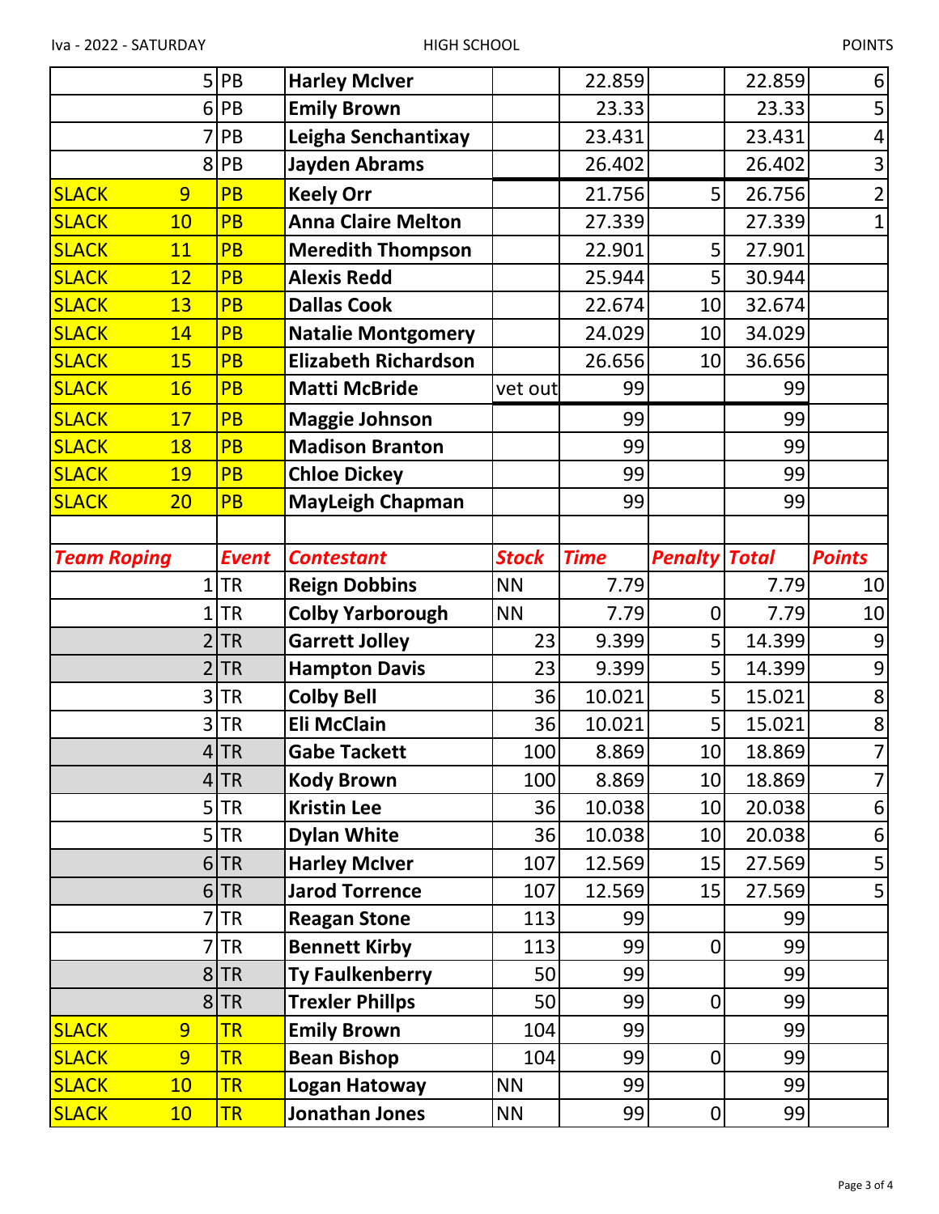| | | | | | | | |
|---|---|---|---|---|---|---|---|
| 5 | PB | **Harley McIver** | | 22.859 | | 22.859 | 6 |
| 6 | PB | **Emily Brown** | | 23.33 | | 23.33 | 5 |
| 7 | PB | **Leigha Senchantixay** | | 23.431 | | 23.431 | 4 |
| 8 | PB | **Jayden Abrams** | | 26.402 | | 26.402 | 3 |
| SLACK 9 | PB | **Keely Orr** | | 21.756 | 5 | 26.756 | 2 |
| SLACK 10 | PB | **Anna Claire Melton** | | 27.339 | | 27.339 | 1 |
| SLACK 11 | PB | **Meredith Thompson** | | 22.901 | 5 | 27.901 | |
| SLACK 12 | PB | **Alexis Redd** | | 25.944 | 5 | 30.944 | |
| SLACK 13 | PB | **Dallas Cook** | | 22.674 | 10 | 32.674 | |
| SLACK 14 | PB | **Natalie Montgomery** | | 24.029 | 10 | 34.029 | |
| SLACK 15 | PB | **Elizabeth Richardson** | | 26.656 | 10 | 36.656 | |
| SLACK 16 | PB | **Matti McBride** | vet out | 99 | | 99 | |
| SLACK 17 | PB | **Maggie Johnson** | | 99 | | 99 | |
| SLACK 18 | PB | **Madison Branton** | | 99 | | 99 | |
| SLACK 19 | PB | **Chloe Dickey** | | 99 | | 99 | |
| SLACK 20 | PB | **MayLeigh Chapman** | | 99 | | 99 | |

| *Team Roping* | *Event* | *Contestant* | *Stock* | *Time* | *Penalty* | *Total* | *Points* |
|---|---|---|---|---|---|---|---|
| 1 | TR | **Reign Dobbins** | NN | 7.79 | | 7.79 | 10 |
| 1 | TR | **Colby Yarborough** | NN | 7.79 | 0 | 7.79 | 10 |
| 2 | TR | **Garrett Jolley** | 23 | 9.399 | 5 | 14.399 | 9 |
| 2 | TR | **Hampton Davis** | 23 | 9.399 | 5 | 14.399 | 9 |
| 3 | TR | **Colby Bell** | 36 | 10.021 | 5 | 15.021 | 8 |
| 3 | TR | **Eli McClain** | 36 | 10.021 | 5 | 15.021 | 8 |
| 4 | TR | **Gabe Tackett** | 100 | 8.869 | 10 | 18.869 | 7 |
| 4 | TR | **Kody Brown** | 100 | 8.869 | 10 | 18.869 | 7 |
| 5 | TR | **Kristin Lee** | 36 | 10.038 | 10 | 20.038 | 6 |
| 5 | TR | **Dylan White** | 36 | 10.038 | 10 | 20.038 | 6 |
| 6 | TR | **Harley McIver** | 107 | 12.569 | 15 | 27.569 | 5 |
| 6 | TR | **Jarod Torrence** | 107 | 12.569 | 15 | 27.569 | 5 |
| 7 | TR | **Reagan Stone** | 113 | 99 | | 99 | |
| 7 | TR | **Bennett Kirby** | 113 | 99 | 0 | 99 | |
| 8 | TR | **Ty Faulkenberry** | 50 | 99 | | 99 | |
| 8 | TR | **Trexler Phillps** | 50 | 99 | 0 | 99 | |
| SLACK 9 | TR | **Emily Brown** | 104 | 99 | | 99 | |
| SLACK 9 | TR | **Bean Bishop** | 104 | 99 | 0 | 99 | |
| SLACK 10 | TR | **Logan Hatoway** | NN | 99 | | 99 | |
| SLACK 10 | TR | **Jonathan Jones** | NN | 99 | 0 | 99 | |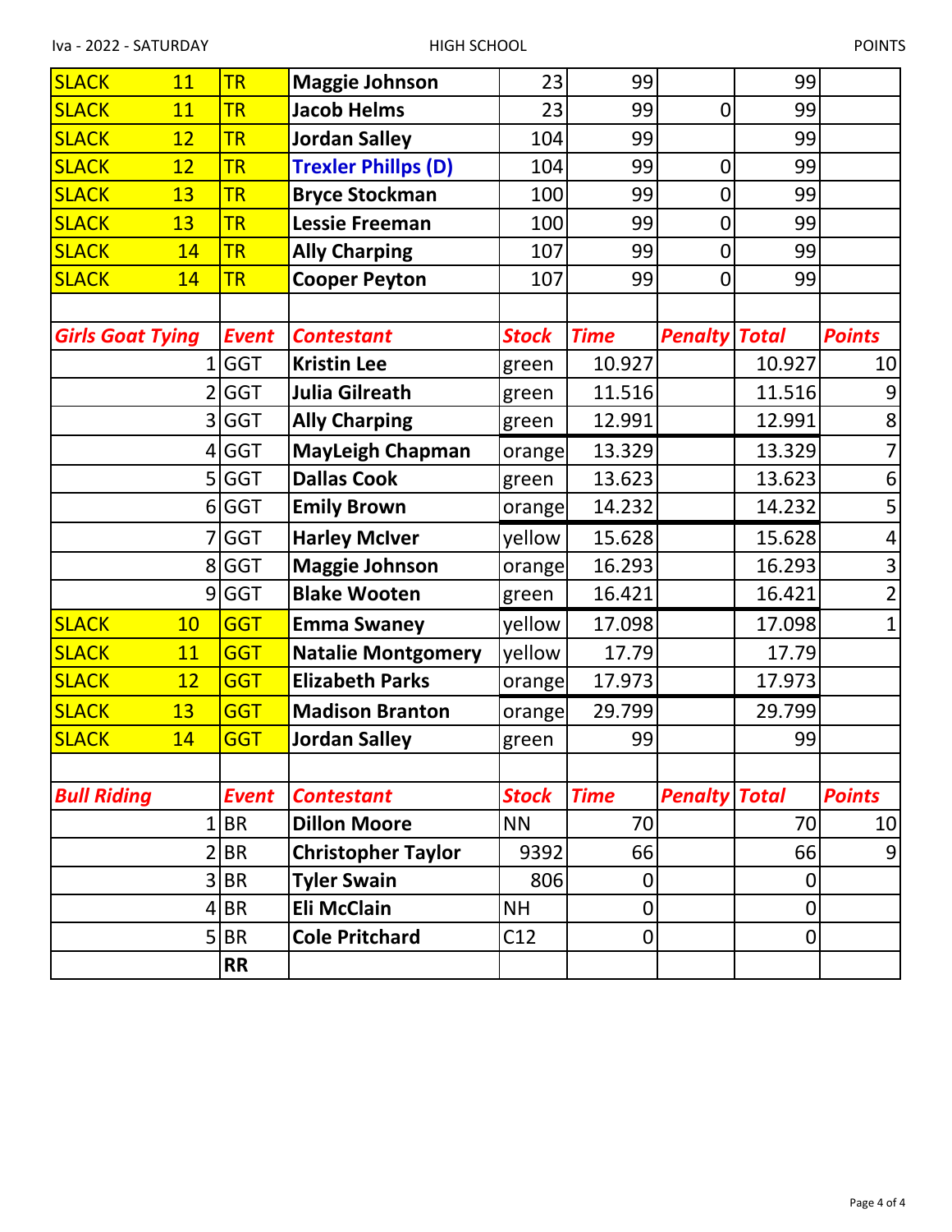| | | | | | | | |
|---|---|---|---|---|---|---|---|
| SLACK 11 | TR | **Maggie Johnson** | 23 | 99 | | 99 | |
| SLACK 11 | TR | **Jacob Helms** | 23 | 99 | 0 | 99 | |
| SLACK 12 | TR | **Jordan Salley** | 104 | 99 | | 99 | |
| SLACK 12 | TR | **Trexler Phillps (D)** | 104 | 99 | 0 | 99 | |
| SLACK 13 | TR | **Bryce Stockman** | 100 | 99 | 0 | 99 | |
| SLACK 13 | TR | **Lessie Freeman** | 100 | 99 | 0 | 99 | |
| SLACK 14 | TR | **Ally Charping** | 107 | 99 | 0 | 99 | |
| SLACK 14 | TR | **Cooper Peyton** | 107 | 99 | 0 | 99 | |
| | | | | | | | |
| ***Girls Goat Tying*** | ***Event*** | ***Contestant*** | ***Stock*** | ***Time*** | ***Penalty*** | ***Total*** | ***Points*** |
| 1 | GGT | **Kristin Lee** | green | 10.927 | | 10.927 | 10 |
| 2 | GGT | **Julia Gilreath** | green | 11.516 | | 11.516 | 9 |
| 3 | GGT | **Ally Charping** | green | 12.991 | | 12.991 | 8 |
| 4 | GGT | **MayLeigh Chapman** | orange | 13.329 | | 13.329 | 7 |
| 5 | GGT | **Dallas Cook** | green | 13.623 | | 13.623 | 6 |
| 6 | GGT | **Emily Brown** | orange | 14.232 | | 14.232 | 5 |
| 7 | GGT | **Harley McIver** | yellow | 15.628 | | 15.628 | 4 |
| 8 | GGT | **Maggie Johnson** | orange | 16.293 | | 16.293 | 3 |
| 9 | GGT | **Blake Wooten** | green | 16.421 | | 16.421 | 2 |
| SLACK 10 | GGT | **Emma Swaney** | yellow | 17.098 | | 17.098 | 1 |
| SLACK 11 | GGT | **Natalie Montgomery** | yellow | 17.79 | | 17.79 | |
| SLACK 12 | GGT | **Elizabeth Parks** | orange | 17.973 | | 17.973 | |
| SLACK 13 | GGT | **Madison Branton** | orange | 29.799 | | 29.799 | |
| SLACK 14 | GGT | **Jordan Salley** | green | 99 | | 99 | |
| | | | | | | | |
| ***Bull Riding*** | ***Event*** | ***Contestant*** | ***Stock*** | ***Time*** | ***Penalty*** | ***Total*** | ***Points*** |
| 1 | BR | **Dillon Moore** | NN | 70 | | 70 | 10 |
| 2 | BR | **Christopher Taylor** | 9392 | 66 | | 66 | 9 |
| 3 | BR | **Tyler Swain** | 806 | 0 | | 0 | |
| 4 | BR | **Eli McClain** | NH | 0 | | 0 | |
| 5 | BR | **Cole Pritchard** | C12 | 0 | | 0 | |
| | **RR** | | | | | | |